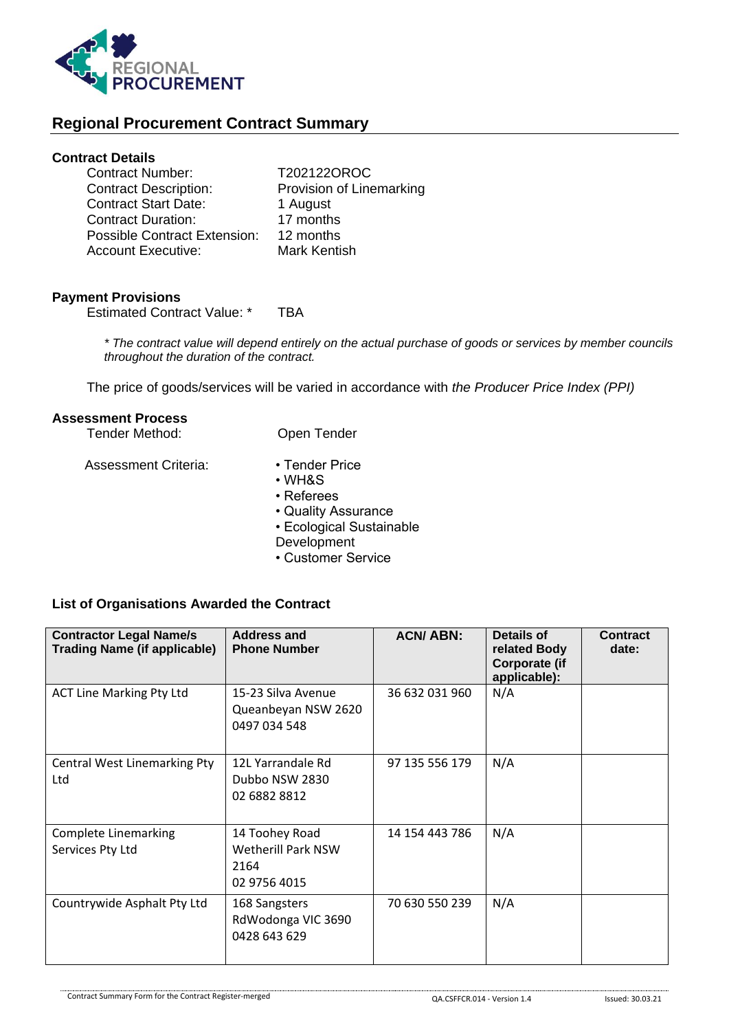REGIONAL PROCUREMENT

## Regional Procurement Contract Summary

### Contract Details

Contract Number: T202122OROC
Contract Description: Provision of Linemarking
Contract Start Date: 1 August
Contract Duration: 17 months
Possible Contract Extension: 12 months
Account Executive: Mark Kentish

### Payment Provisions

Estimated Contract Value: * TBA

*\* The contract value will depend entirely on the actual purchase of goods or services by member councils throughout the duration of the contract.*

The price of goods/services will be varied in accordance with *the Producer Price Index (PPI)*

### Assessment Process

Tender Method: Open Tender

Assessment Criteria:

- Tender Price
- WH&S
- Referees
- Quality Assurance
- Ecological Sustainable Development
- Customer Service

### List of Organisations Awarded the Contract

| Contractor Legal Name/s Trading Name (if applicable) | Address and Phone Number | ACN/ ABN: | Details of related Body Corporate (if applicable): | Contract date: |
|---|---|---|---|---|
| ACT Line Marking Pty Ltd | 15-23 Silva Avenue Queanbeyan NSW 2620 0497 034 548 | 36 632 031 960 | N/A | |
| Central West Linemarking Pty Ltd | 12L Yarrandale Rd Dubbo NSW 2830 02 6882 8812 | 97 135 556 179 | N/A | |
| Complete Linemarking Services Pty Ltd | 14 Toohey Road Wetherill Park NSW 2164 02 9756 4015 | 14 154 443 786 | N/A | |
| Countrywide Asphalt Pty Ltd | 168 Sangsters RdWodonga VIC 3690 0428 643 629 | 70 630 550 239 | N/A | |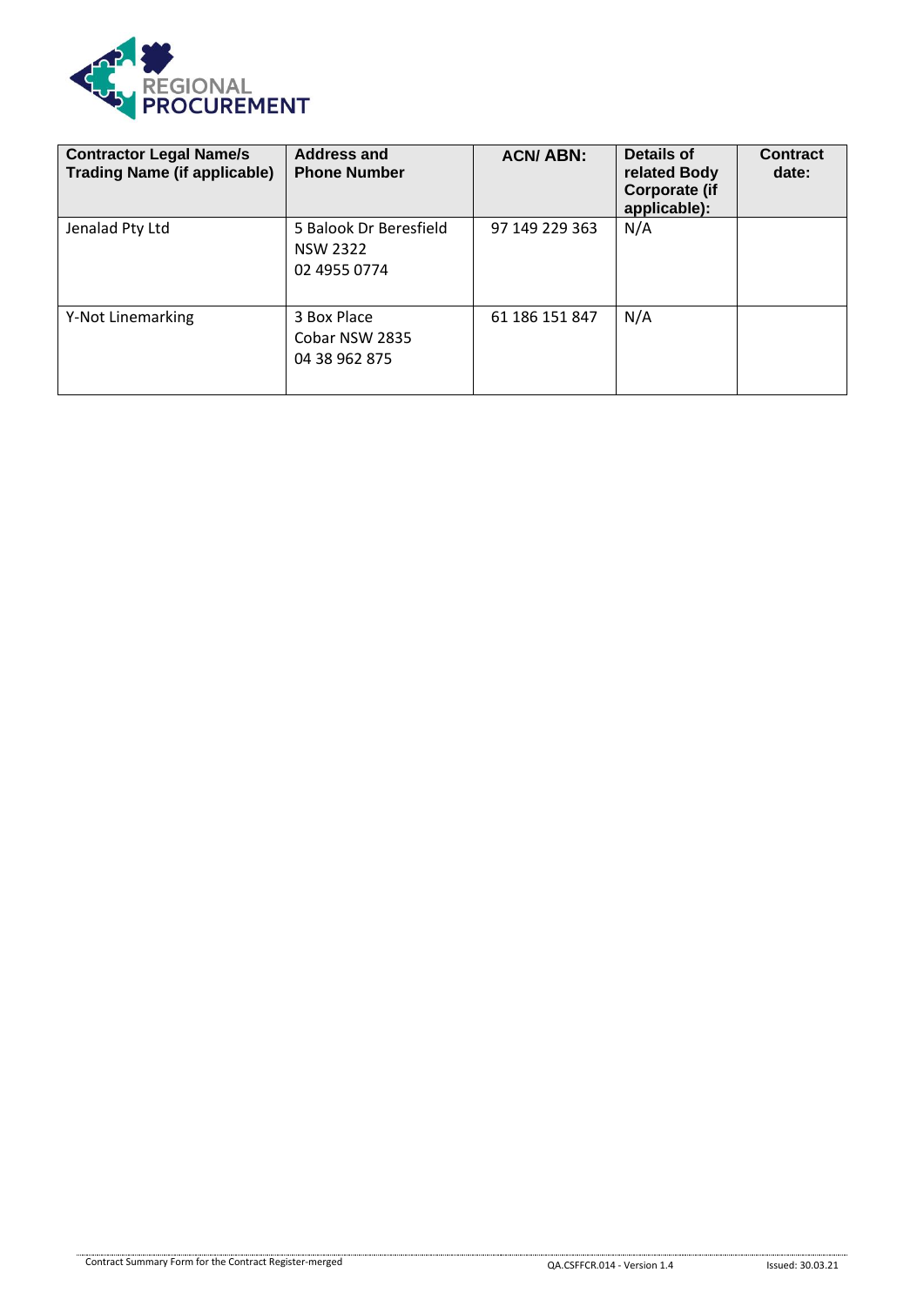| Contractor Legal Name/s Trading Name (if applicable) | Address and Phone Number | ACN/ ABN: | Details of related Body Corporate (if applicable): | Contract date: |
|---|---|---|---|---|
| Jenalad Pty Ltd | 5 Balook Dr Beresfield NSW 2322 02 4955 0774 | 97 149 229 363 | N/A | |
| Y-Not Linemarking | 3 Box Place Cobar NSW 2835 04 38 962 875 | 61 186 151 847 | N/A | |